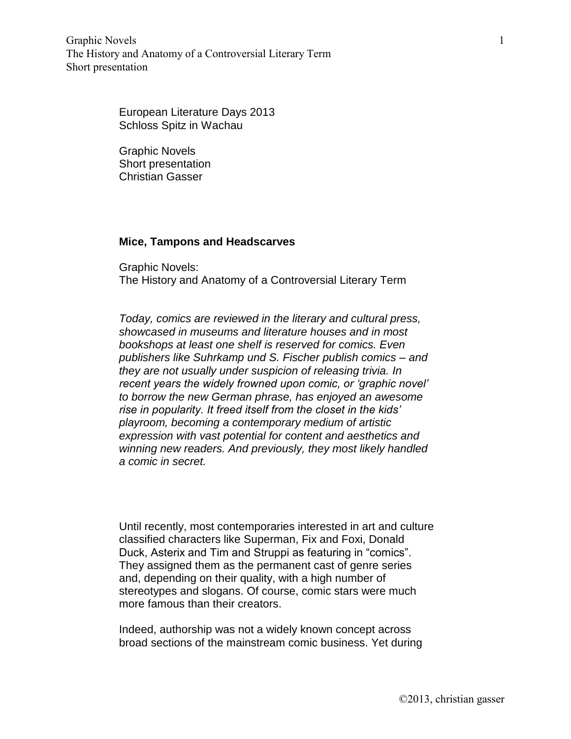European Literature Days 2013
Schloss Spitz in Wachau

Graphic Novels
Short presentation
Christian Gasser

## Mice, Tampons and Headscarves

Graphic Novels:
The History and Anatomy of a Controversial Literary Term

*Today, comics are reviewed in the literary and cultural press, showcased in museums and literature houses and in most bookshops at least one shelf is reserved for comics. Even publishers like Suhrkamp und S. Fischer publish comics – and they are not usually under suspicion of releasing trivia. In recent years the widely frowned upon comic, or 'graphic novel' to borrow the new German phrase, has enjoyed an awesome rise in popularity. It freed itself from the closet in the kids' playroom, becoming a contemporary medium of artistic expression with vast potential for content and aesthetics and winning new readers. And previously, they most likely handled a comic in secret.*

Until recently, most contemporaries interested in art and culture classified characters like Superman, Fix and Foxi, Donald Duck, Asterix and Tim and Struppi as featuring in "comics". They assigned them as the permanent cast of genre series and, depending on their quality, with a high number of stereotypes and slogans. Of course, comic stars were much more famous than their creators.

Indeed, authorship was not a widely known concept across broad sections of the mainstream comic business. Yet during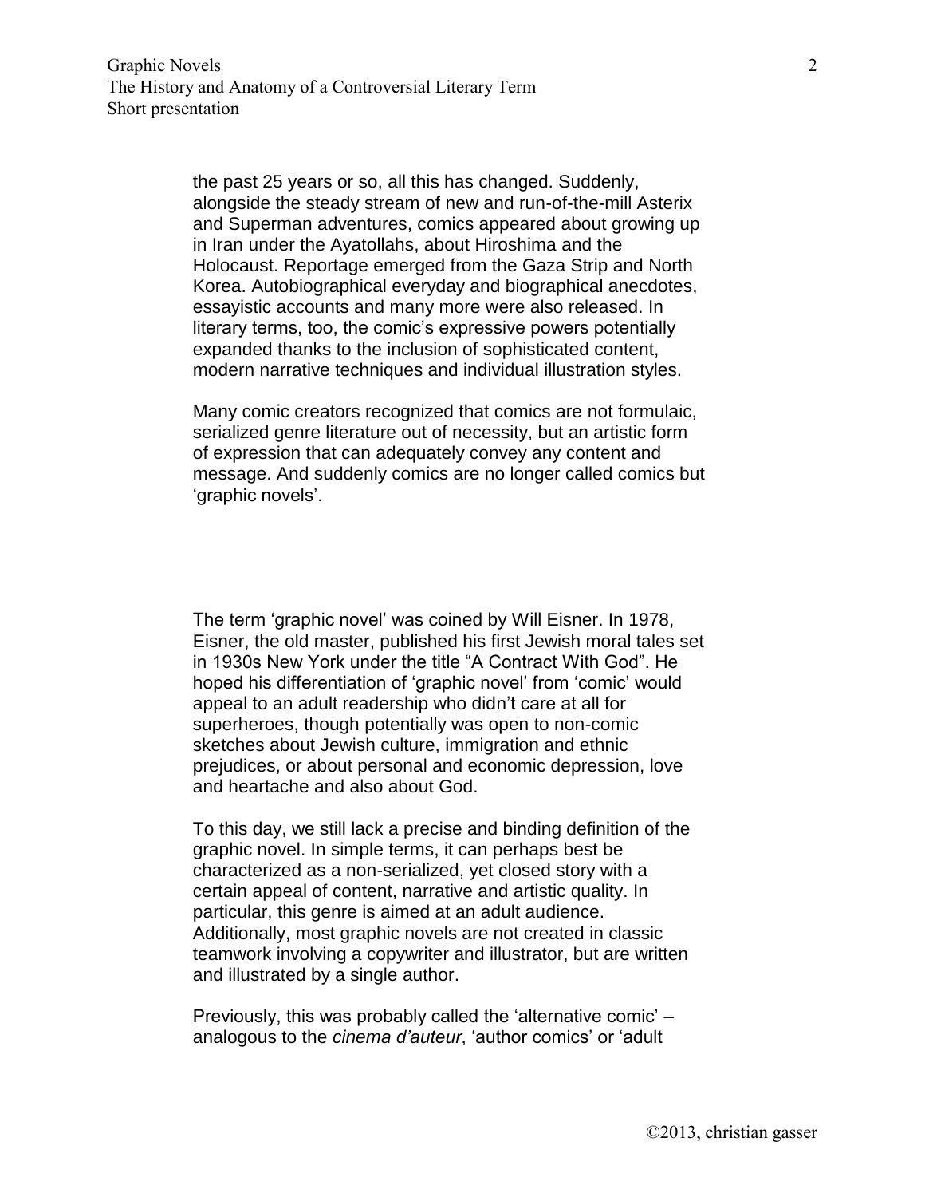the past 25 years or so, all this has changed. Suddenly, alongside the steady stream of new and run-of-the-mill Asterix and Superman adventures, comics appeared about growing up in Iran under the Ayatollahs, about Hiroshima and the Holocaust. Reportage emerged from the Gaza Strip and North Korea. Autobiographical everyday and biographical anecdotes, essayistic accounts and many more were also released. In literary terms, too, the comic's expressive powers potentially expanded thanks to the inclusion of sophisticated content, modern narrative techniques and individual illustration styles.

Many comic creators recognized that comics are not formulaic, serialized genre literature out of necessity, but an artistic form of expression that can adequately convey any content and message. And suddenly comics are no longer called comics but 'graphic novels'.

The term 'graphic novel' was coined by Will Eisner. In 1978, Eisner, the old master, published his first Jewish moral tales set in 1930s New York under the title "A Contract With God". He hoped his differentiation of 'graphic novel' from 'comic' would appeal to an adult readership who didn't care at all for superheroes, though potentially was open to non-comic sketches about Jewish culture, immigration and ethnic prejudices, or about personal and economic depression, love and heartache and also about God.

To this day, we still lack a precise and binding definition of the graphic novel. In simple terms, it can perhaps best be characterized as a non-serialized, yet closed story with a certain appeal of content, narrative and artistic quality. In particular, this genre is aimed at an adult audience. Additionally, most graphic novels are not created in classic teamwork involving a copywriter and illustrator, but are written and illustrated by a single author.

Previously, this was probably called the 'alternative comic' – analogous to the *cinema d'auteur*, 'author comics' or 'adult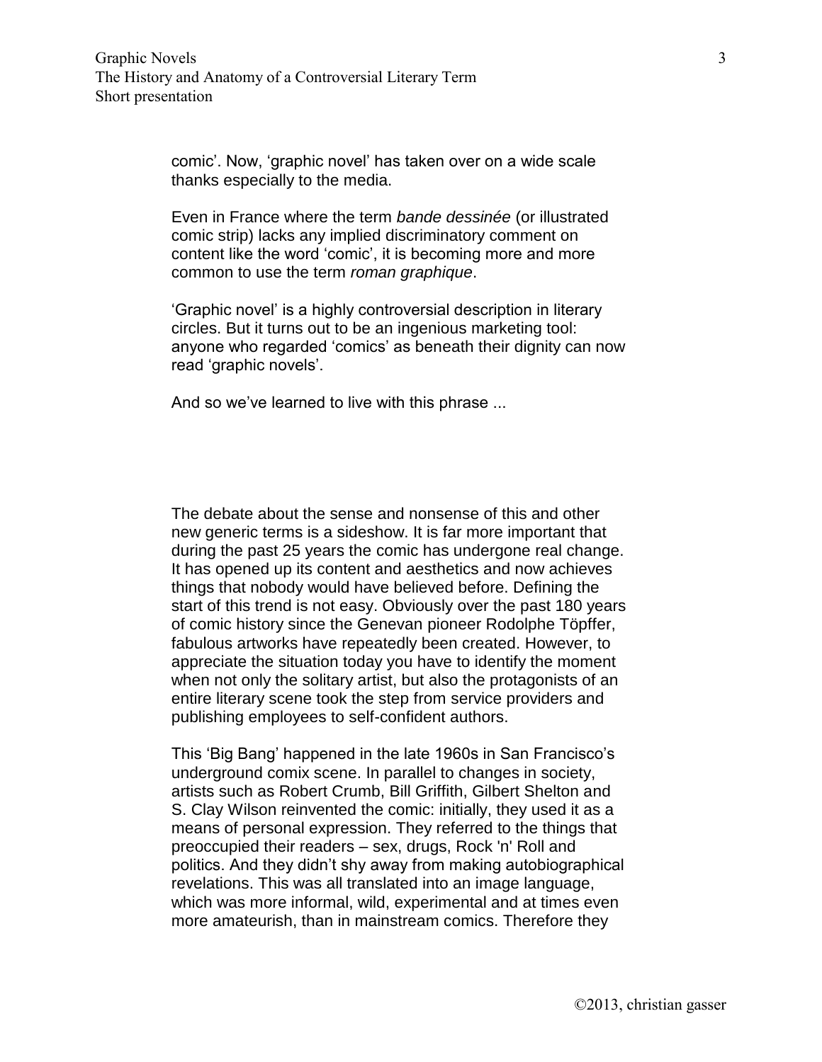comic'. Now, 'graphic novel' has taken over on a wide scale thanks especially to the media.

Even in France where the term *bande dessinée* (or illustrated comic strip) lacks any implied discriminatory comment on content like the word 'comic', it is becoming more and more common to use the term *roman graphique*.

'Graphic novel' is a highly controversial description in literary circles. But it turns out to be an ingenious marketing tool: anyone who regarded 'comics' as beneath their dignity can now read 'graphic novels'.

And so we've learned to live with this phrase ...

The debate about the sense and nonsense of this and other new generic terms is a sideshow. It is far more important that during the past 25 years the comic has undergone real change. It has opened up its content and aesthetics and now achieves things that nobody would have believed before. Defining the start of this trend is not easy. Obviously over the past 180 years of comic history since the Genevan pioneer Rodolphe Töpffer, fabulous artworks have repeatedly been created. However, to appreciate the situation today you have to identify the moment when not only the solitary artist, but also the protagonists of an entire literary scene took the step from service providers and publishing employees to self-confident authors.

This 'Big Bang' happened in the late 1960s in San Francisco's underground comix scene. In parallel to changes in society, artists such as Robert Crumb, Bill Griffith, Gilbert Shelton and S. Clay Wilson reinvented the comic: initially, they used it as a means of personal expression. They referred to the things that preoccupied their readers – sex, drugs, Rock 'n' Roll and politics. And they didn't shy away from making autobiographical revelations. This was all translated into an image language, which was more informal, wild, experimental and at times even more amateurish, than in mainstream comics. Therefore they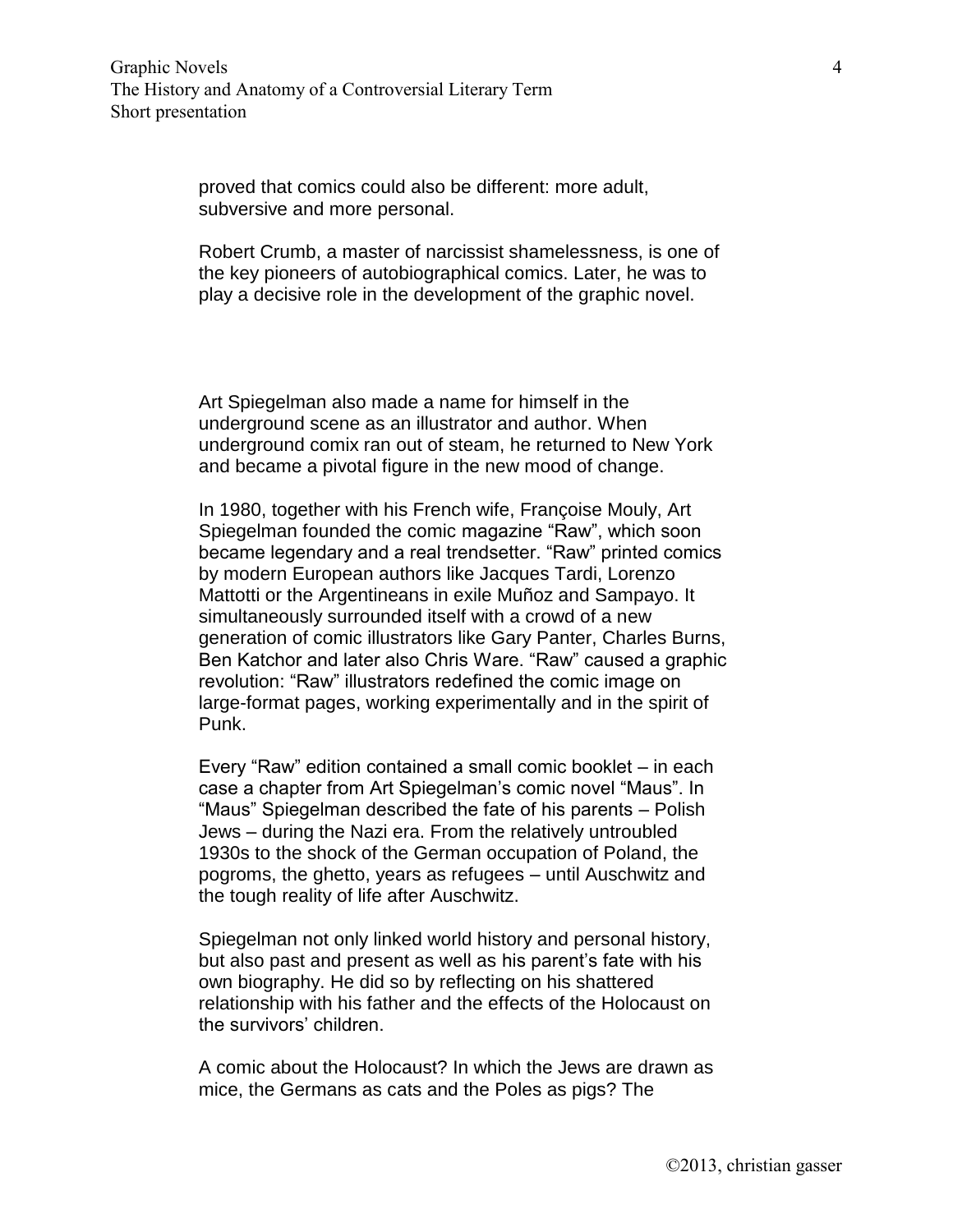proved that comics could also be different: more adult, subversive and more personal.

Robert Crumb, a master of narcissist shamelessness, is one of the key pioneers of autobiographical comics. Later, he was to play a decisive role in the development of the graphic novel.

Art Spiegelman also made a name for himself in the underground scene as an illustrator and author. When underground comix ran out of steam, he returned to New York and became a pivotal figure in the new mood of change.

In 1980, together with his French wife, Françoise Mouly, Art Spiegelman founded the comic magazine “Raw”, which soon became legendary and a real trendsetter. “Raw” printed comics by modern European authors like Jacques Tardi, Lorenzo Mattotti or the Argentineans in exile Muñoz and Sampayo. It simultaneously surrounded itself with a crowd of a new generation of comic illustrators like Gary Panter, Charles Burns, Ben Katchor and later also Chris Ware. “Raw” caused a graphic revolution: “Raw” illustrators redefined the comic image on large-format pages, working experimentally and in the spirit of Punk.

Every “Raw” edition contained a small comic booklet – in each case a chapter from Art Spiegelman’s comic novel “Maus”. In “Maus” Spiegelman described the fate of his parents – Polish Jews – during the Nazi era. From the relatively untroubled 1930s to the shock of the German occupation of Poland, the pogroms, the ghetto, years as refugees – until Auschwitz and the tough reality of life after Auschwitz.

Spiegelman not only linked world history and personal history, but also past and present as well as his parent’s fate with his own biography. He did so by reflecting on his shattered relationship with his father and the effects of the Holocaust on the survivors’ children.

A comic about the Holocaust? In which the Jews are drawn as mice, the Germans as cats and the Poles as pigs? The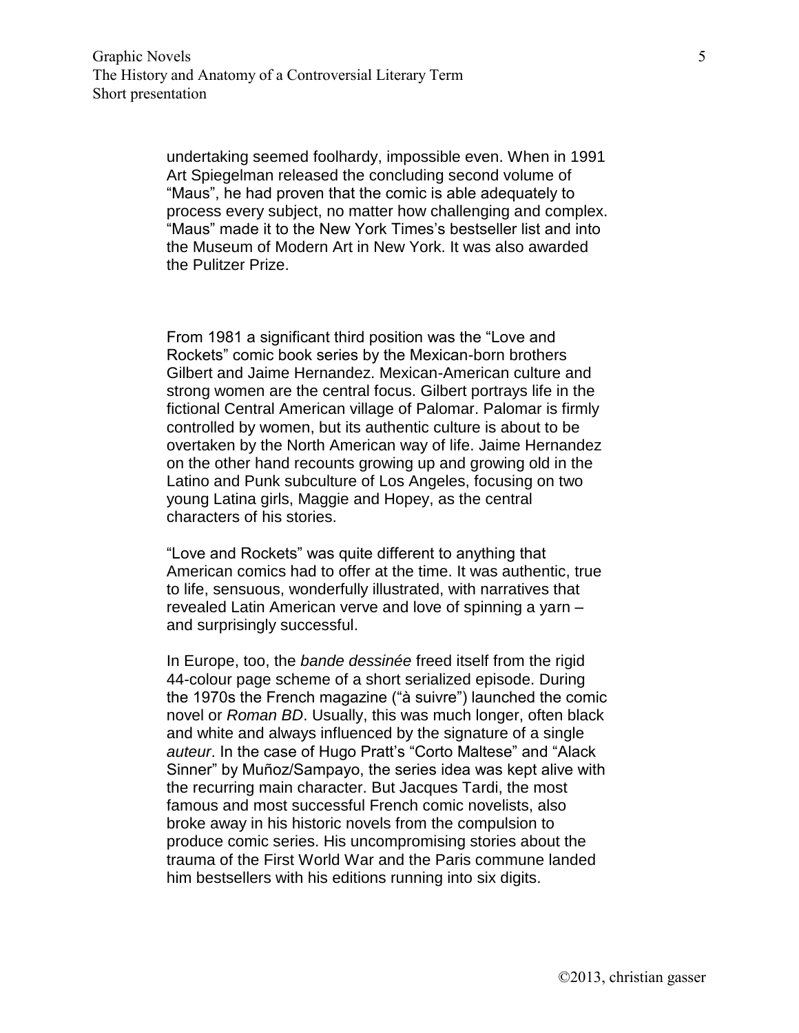undertaking seemed foolhardy, impossible even. When in 1991 Art Spiegelman released the concluding second volume of “Maus”, he had proven that the comic is able adequately to process every subject, no matter how challenging and complex. “Maus” made it to the New York Times’s bestseller list and into the Museum of Modern Art in New York. It was also awarded the Pulitzer Prize.

From 1981 a significant third position was the “Love and Rockets” comic book series by the Mexican-born brothers Gilbert and Jaime Hernandez. Mexican-American culture and strong women are the central focus. Gilbert portrays life in the fictional Central American village of Palomar. Palomar is firmly controlled by women, but its authentic culture is about to be overtaken by the North American way of life. Jaime Hernandez on the other hand recounts growing up and growing old in the Latino and Punk subculture of Los Angeles, focusing on two young Latina girls, Maggie and Hopey, as the central characters of his stories.

“Love and Rockets” was quite different to anything that American comics had to offer at the time. It was authentic, true to life, sensuous, wonderfully illustrated, with narratives that revealed Latin American verve and love of spinning a yarn – and surprisingly successful.

In Europe, too, the *bande dessinée* freed itself from the rigid 44-colour page scheme of a short serialized episode. During the 1970s the French magazine (“à suivre”) launched the comic novel or *Roman BD*. Usually, this was much longer, often black and white and always influenced by the signature of a single *auteur*. In the case of Hugo Pratt’s “Corto Maltese” and “Alack Sinner” by Muñoz/Sampayo, the series idea was kept alive with the recurring main character. But Jacques Tardi, the most famous and most successful French comic novelists, also broke away in his historic novels from the compulsion to produce comic series. His uncompromising stories about the trauma of the First World War and the Paris commune landed him bestsellers with his editions running into six digits.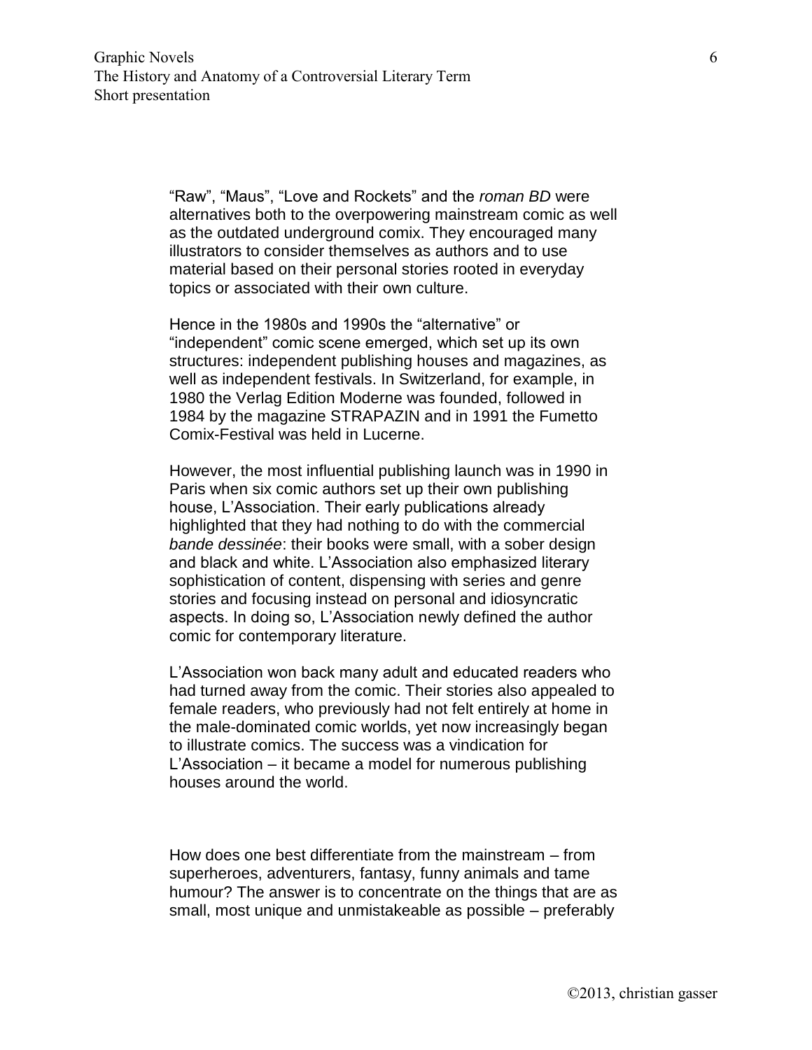“Raw”, “Maus”, “Love and Rockets” and the *roman BD* were alternatives both to the overpowering mainstream comic as well as the outdated underground comix. They encouraged many illustrators to consider themselves as authors and to use material based on their personal stories rooted in everyday topics or associated with their own culture.

Hence in the 1980s and 1990s the “alternative” or “independent” comic scene emerged, which set up its own structures: independent publishing houses and magazines, as well as independent festivals. In Switzerland, for example, in 1980 the Verlag Edition Moderne was founded, followed in 1984 by the magazine STRAPAZIN and in 1991 the Fumetto Comix-Festival was held in Lucerne.

However, the most influential publishing launch was in 1990 in Paris when six comic authors set up their own publishing house, L’Association. Their early publications already highlighted that they had nothing to do with the commercial *bande dessinée*: their books were small, with a sober design and black and white. L’Association also emphasized literary sophistication of content, dispensing with series and genre stories and focusing instead on personal and idiosyncratic aspects. In doing so, L’Association newly defined the author comic for contemporary literature.

L’Association won back many adult and educated readers who had turned away from the comic. Their stories also appealed to female readers, who previously had not felt entirely at home in the male-dominated comic worlds, yet now increasingly began to illustrate comics. The success was a vindication for L’Association – it became a model for numerous publishing houses around the world.

How does one best differentiate from the mainstream – from superheroes, adventurers, fantasy, funny animals and tame humour? The answer is to concentrate on the things that are as small, most unique and unmistakeable as possible – preferably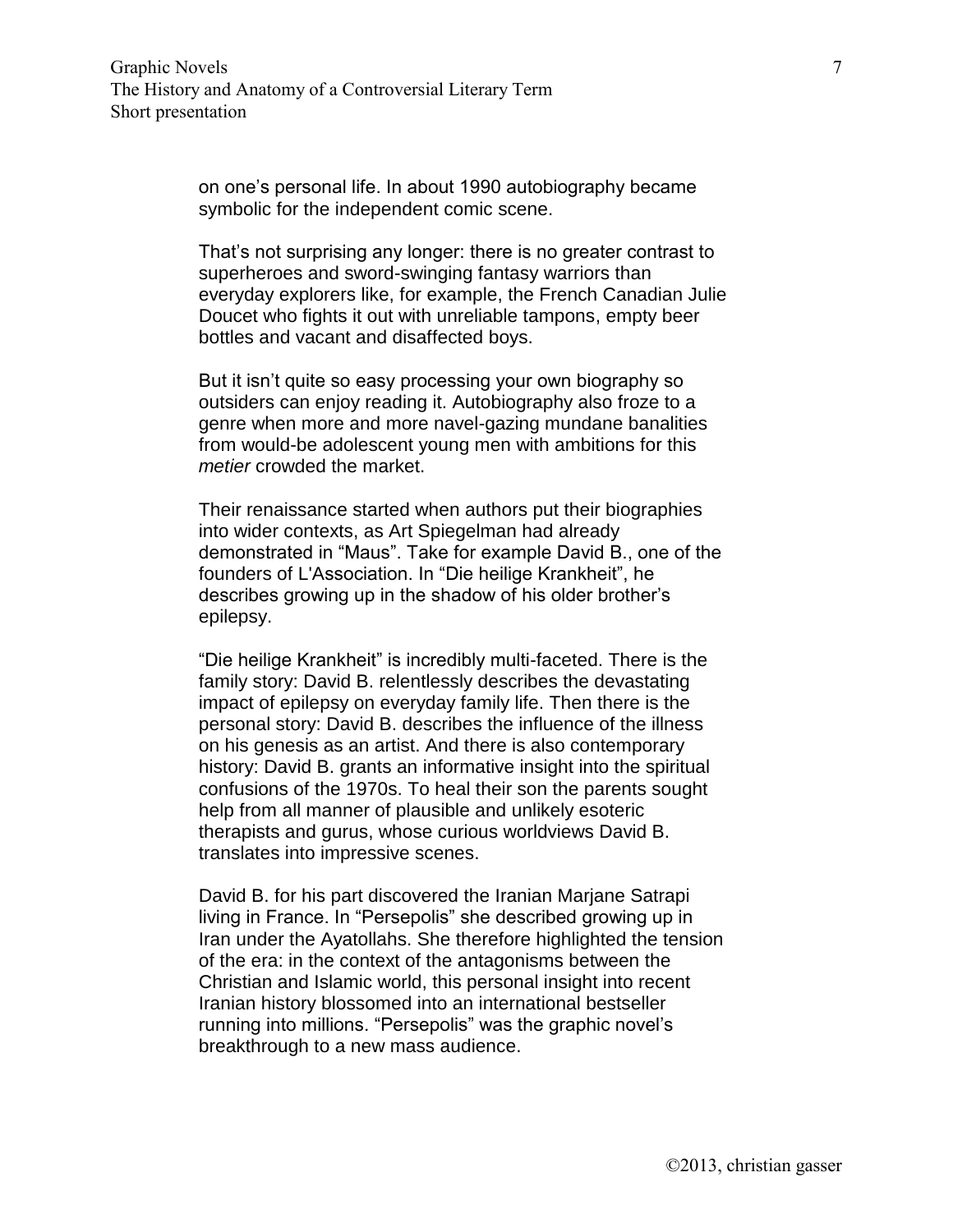on one's personal life. In about 1990 autobiography became symbolic for the independent comic scene.

That's not surprising any longer: there is no greater contrast to superheroes and sword-swinging fantasy warriors than everyday explorers like, for example, the French Canadian Julie Doucet who fights it out with unreliable tampons, empty beer bottles and vacant and disaffected boys.

But it isn't quite so easy processing your own biography so outsiders can enjoy reading it. Autobiography also froze to a genre when more and more navel-gazing mundane banalities from would-be adolescent young men with ambitions for this *metier* crowded the market.

Their renaissance started when authors put their biographies into wider contexts, as Art Spiegelman had already demonstrated in "Maus". Take for example David B., one of the founders of L'Association. In "Die heilige Krankheit", he describes growing up in the shadow of his older brother's epilepsy.

"Die heilige Krankheit" is incredibly multi-faceted. There is the family story: David B. relentlessly describes the devastating impact of epilepsy on everyday family life. Then there is the personal story: David B. describes the influence of the illness on his genesis as an artist. And there is also contemporary history: David B. grants an informative insight into the spiritual confusions of the 1970s. To heal their son the parents sought help from all manner of plausible and unlikely esoteric therapists and gurus, whose curious worldviews David B. translates into impressive scenes.

David B. for his part discovered the Iranian Marjane Satrapi living in France. In "Persepolis" she described growing up in Iran under the Ayatollahs. She therefore highlighted the tension of the era: in the context of the antagonisms between the Christian and Islamic world, this personal insight into recent Iranian history blossomed into an international bestseller running into millions. "Persepolis" was the graphic novel's breakthrough to a new mass audience.

©2013, christian gasser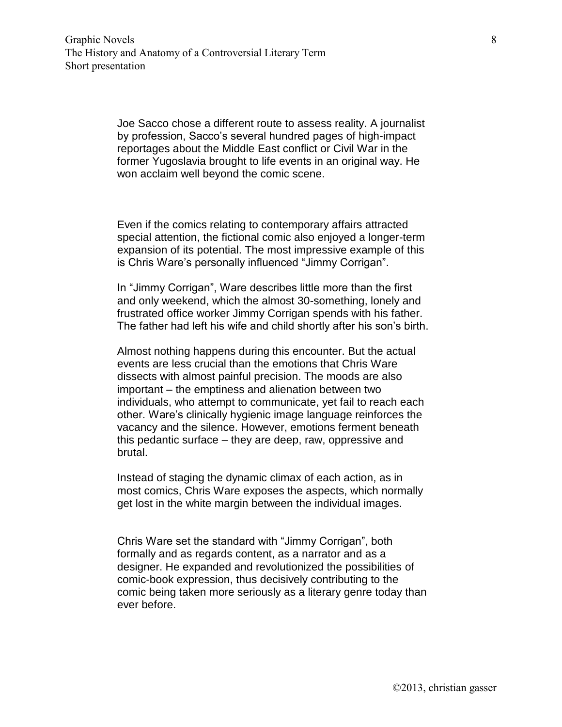Joe Sacco chose a different route to assess reality. A journalist by profession, Sacco's several hundred pages of high-impact reportages about the Middle East conflict or Civil War in the former Yugoslavia brought to life events in an original way. He won acclaim well beyond the comic scene.

Even if the comics relating to contemporary affairs attracted special attention, the fictional comic also enjoyed a longer-term expansion of its potential. The most impressive example of this is Chris Ware's personally influenced "Jimmy Corrigan".

In "Jimmy Corrigan", Ware describes little more than the first and only weekend, which the almost 30-something, lonely and frustrated office worker Jimmy Corrigan spends with his father. The father had left his wife and child shortly after his son's birth.

Almost nothing happens during this encounter. But the actual events are less crucial than the emotions that Chris Ware dissects with almost painful precision. The moods are also important – the emptiness and alienation between two individuals, who attempt to communicate, yet fail to reach each other. Ware's clinically hygienic image language reinforces the vacancy and the silence. However, emotions ferment beneath this pedantic surface – they are deep, raw, oppressive and brutal.

Instead of staging the dynamic climax of each action, as in most comics, Chris Ware exposes the aspects, which normally get lost in the white margin between the individual images.

Chris Ware set the standard with "Jimmy Corrigan", both formally and as regards content, as a narrator and as a designer. He expanded and revolutionized the possibilities of comic-book expression, thus decisively contributing to the comic being taken more seriously as a literary genre today than ever before.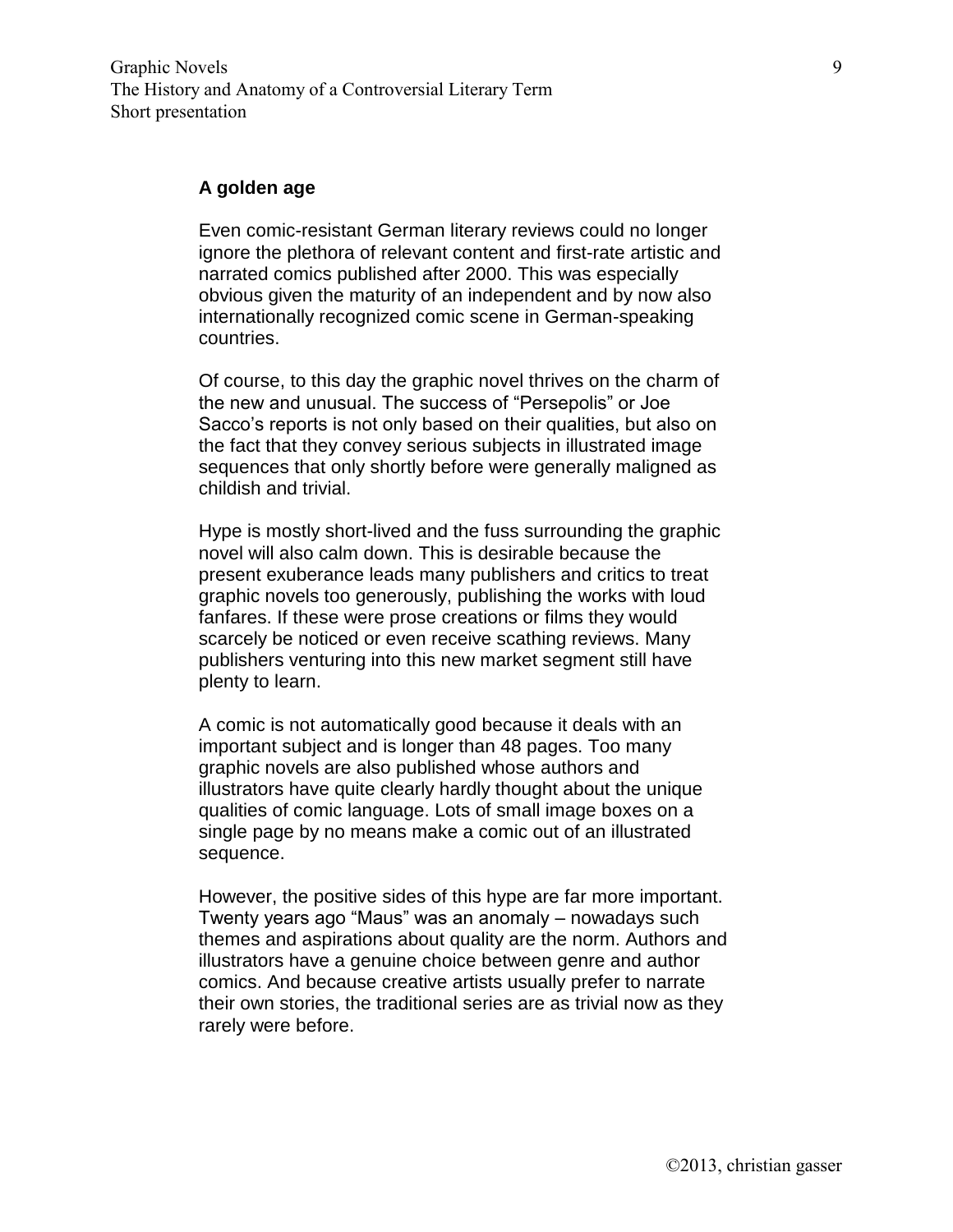## A golden age

Even comic-resistant German literary reviews could no longer ignore the plethora of relevant content and first-rate artistic and narrated comics published after 2000. This was especially obvious given the maturity of an independent and by now also internationally recognized comic scene in German-speaking countries.

Of course, to this day the graphic novel thrives on the charm of the new and unusual. The success of “Persepolis” or Joe Sacco’s reports is not only based on their qualities, but also on the fact that they convey serious subjects in illustrated image sequences that only shortly before were generally maligned as childish and trivial.

Hype is mostly short-lived and the fuss surrounding the graphic novel will also calm down. This is desirable because the present exuberance leads many publishers and critics to treat graphic novels too generously, publishing the works with loud fanfares. If these were prose creations or films they would scarcely be noticed or even receive scathing reviews. Many publishers venturing into this new market segment still have plenty to learn.

A comic is not automatically good because it deals with an important subject and is longer than 48 pages. Too many graphic novels are also published whose authors and illustrators have quite clearly hardly thought about the unique qualities of comic language. Lots of small image boxes on a single page by no means make a comic out of an illustrated sequence.

However, the positive sides of this hype are far more important. Twenty years ago “Maus” was an anomaly – nowadays such themes and aspirations about quality are the norm. Authors and illustrators have a genuine choice between genre and author comics. And because creative artists usually prefer to narrate their own stories, the traditional series are as trivial now as they rarely were before.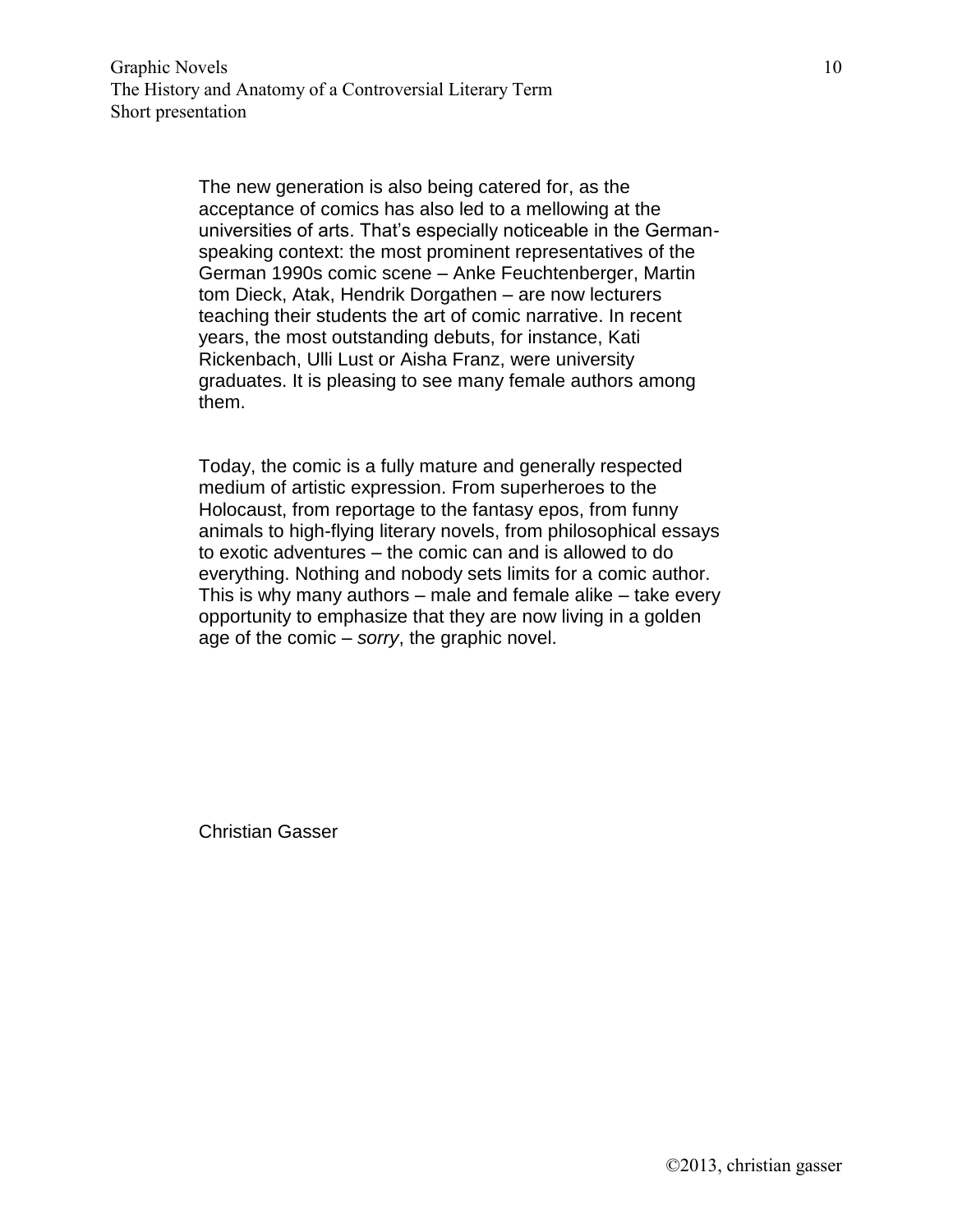The new generation is also being catered for, as the acceptance of comics has also led to a mellowing at the universities of arts. That's especially noticeable in the German-speaking context: the most prominent representatives of the German 1990s comic scene – Anke Feuchtenberger, Martin tom Dieck, Atak, Hendrik Dorgathen – are now lecturers teaching their students the art of comic narrative. In recent years, the most outstanding debuts, for instance, Kati Rickenbach, Ulli Lust or Aisha Franz, were university graduates. It is pleasing to see many female authors among them.

Today, the comic is a fully mature and generally respected medium of artistic expression. From superheroes to the Holocaust, from reportage to the fantasy epos, from funny animals to high-flying literary novels, from philosophical essays to exotic adventures – the comic can and is allowed to do everything. Nothing and nobody sets limits for a comic author. This is why many authors – male and female alike – take every opportunity to emphasize that they are now living in a golden age of the comic – *sorry*, the graphic novel.

Christian Gasser

©2013, christian gasser